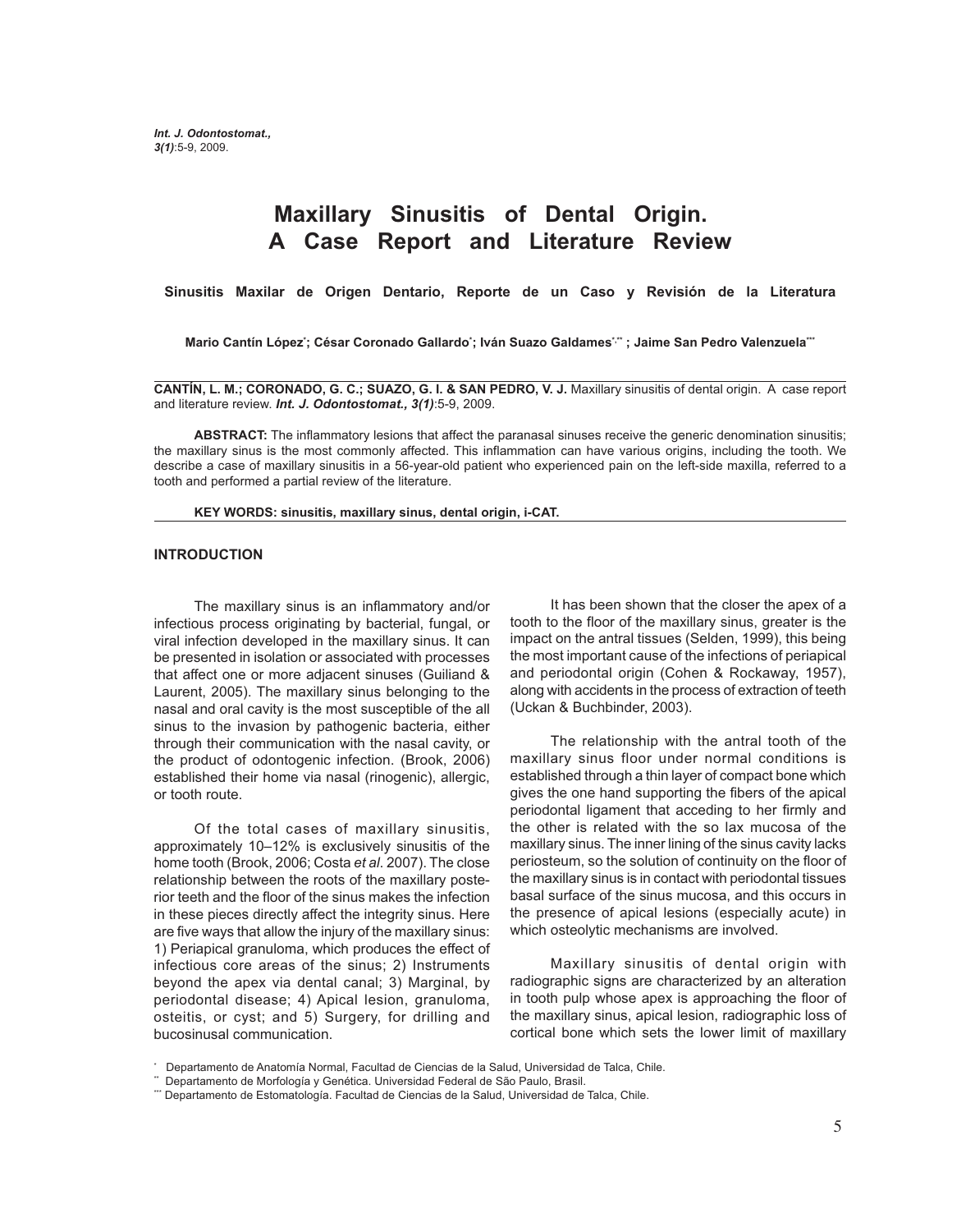# Maxillary Sinusitis of Dental Origin. A Case Report and Literature Review

**Sinusitis Maxilar de Origen Dentario, Reporte de un Caso y Revisión de la Literatura**

**Mario Cantín López[*]; César Coronado Gallardo[*]; Iván Suazo Galdames[*,**] ; Jaime San Pedro Valenzuela[***]**

**CANTÍN, L. M.; CORONADO, G. C.; SUAZO, G. I. & SAN PEDRO, V. J.** Maxillary sinusitis of dental origin. A case report and literature review. ***Int. J. Odontostomat., 3(1)***:5-9, 2009.

**ABSTRACT:** The inflammatory lesions that affect the paranasal sinuses receive the generic denomination sinusitis; the maxillary sinus is the most commonly affected. This inflammation can have various origins, including the tooth. We describe a case of maxillary sinusitis in a 56-year-old patient who experienced pain on the left-side maxilla, referred to a tooth and performed a partial review of the literature.

**KEY WORDS: sinusitis, maxillary sinus, dental origin, i-CAT.**

## INTRODUCTION

The maxillary sinus is an inflammatory and/or infectious process originating by bacterial, fungal, or viral infection developed in the maxillary sinus. It can be presented in isolation or associated with processes that affect one or more adjacent sinuses (Guiliand & Laurent, 2005). The maxillary sinus belonging to the nasal and oral cavity is the most susceptible of the all sinus to the invasion by pathogenic bacteria, either through their communication with the nasal cavity, or the product of odontogenic infection. (Brook, 2006) established their home via nasal (rinogenic), allergic, or tooth route.

Of the total cases of maxillary sinusitis, approximately 10–12% is exclusively sinusitis of the home tooth (Brook, 2006; Costa *et al.* 2007). The close relationship between the roots of the maxillary posterior teeth and the floor of the sinus makes the infection in these pieces directly affect the integrity sinus. Here are five ways that allow the injury of the maxillary sinus: 1) Periapical granuloma, which produces the effect of infectious core areas of the sinus; 2) Instruments beyond the apex via dental canal; 3) Marginal, by periodontal disease; 4) Apical lesion, granuloma, osteitis, or cyst; and 5) Surgery, for drilling and bucosinusal communication.

It has been shown that the closer the apex of a tooth to the floor of the maxillary sinus, greater is the impact on the antral tissues (Selden, 1999), this being the most important cause of the infections of periapical and periodontal origin (Cohen & Rockaway, 1957), along with accidents in the process of extraction of teeth (Uckan & Buchbinder, 2003).

The relationship with the antral tooth of the maxillary sinus floor under normal conditions is established through a thin layer of compact bone which gives the one hand supporting the fibers of the apical periodontal ligament that acceding to her firmly and the other is related with the so lax mucosa of the maxillary sinus. The inner lining of the sinus cavity lacks periosteum, so the solution of continuity on the floor of the maxillary sinus is in contact with periodontal tissues basal surface of the sinus mucosa, and this occurs in the presence of apical lesions (especially acute) in which osteolytic mechanisms are involved.

Maxillary sinusitis of dental origin with radiographic signs are characterized by an alteration in tooth pulp whose apex is approaching the floor of the maxillary sinus, apical lesion, radiographic loss of cortical bone which sets the lower limit of maxillary

[*] Departamento de Anatomía Normal, Facultad de Ciencias de la Salud, Universidad de Talca, Chile.
[**] Departamento de Morfología y Genética. Universidad Federal de São Paulo, Brasil.
[***] Departamento de Estomatología. Facultad de Ciencias de la Salud, Universidad de Talca, Chile.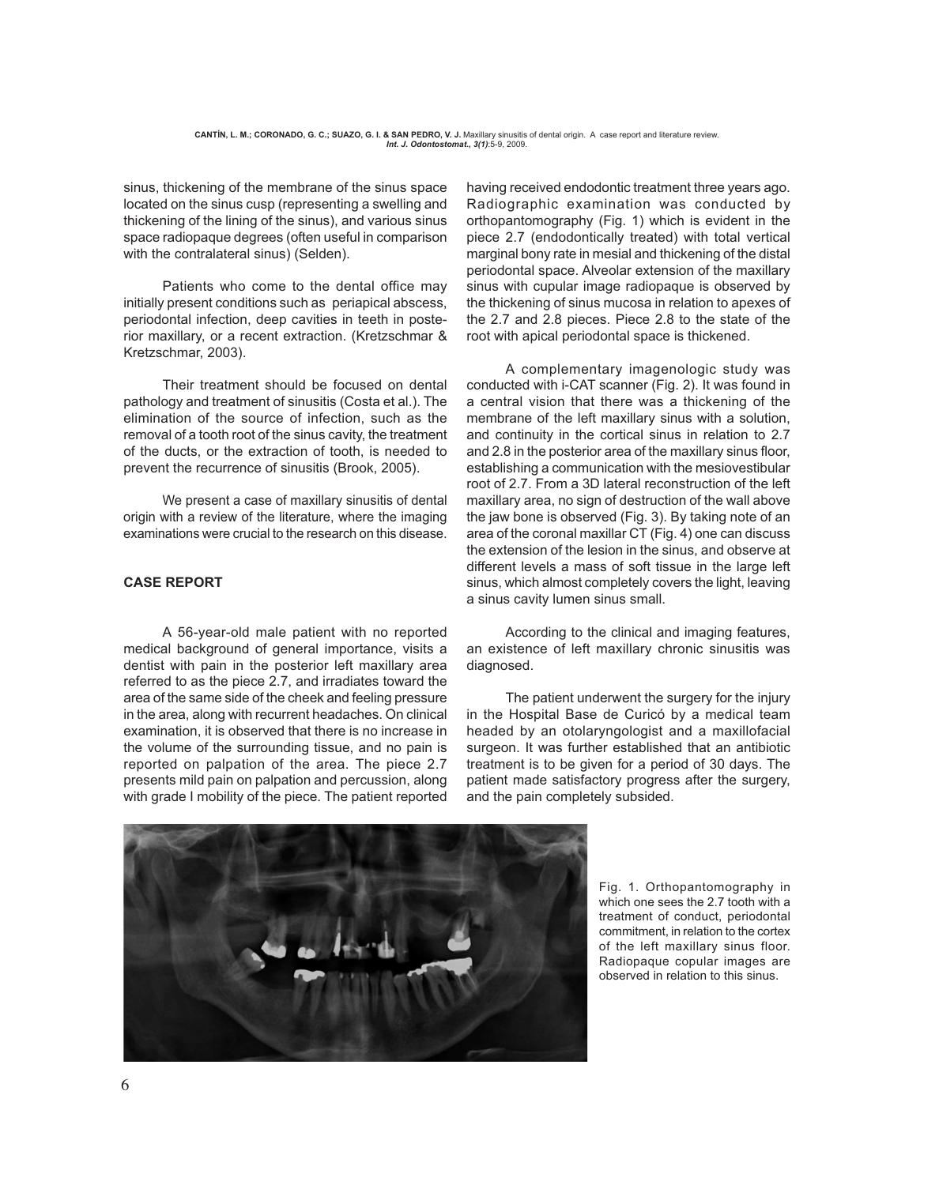sinus, thickening of the membrane of the sinus space located on the sinus cusp (representing a swelling and thickening of the lining of the sinus), and various sinus space radiopaque degrees (often useful in comparison with the contralateral sinus) (Selden).

Patients who come to the dental office may initially present conditions such as periapical abscess, periodontal infection, deep cavities in teeth in posterior maxillary, or a recent extraction. (Kretzschmar & Kretzschmar, 2003).

Their treatment should be focused on dental pathology and treatment of sinusitis (Costa et al.). The elimination of the source of infection, such as the removal of a tooth root of the sinus cavity, the treatment of the ducts, or the extraction of tooth, is needed to prevent the recurrence of sinusitis (Brook, 2005).

We present a case of maxillary sinusitis of dental origin with a review of the literature, where the imaging examinations were crucial to the research on this disease.

## CASE REPORT

A 56-year-old male patient with no reported medical background of general importance, visits a dentist with pain in the posterior left maxillary area referred to as the piece 2.7, and irradiates toward the area of the same side of the cheek and feeling pressure in the area, along with recurrent headaches. On clinical examination, it is observed that there is no increase in the volume of the surrounding tissue, and no pain is reported on palpation of the area. The piece 2.7 presents mild pain on palpation and percussion, along with grade I mobility of the piece. The patient reported having received endodontic treatment three years ago. Radiographic examination was conducted by orthopantomography (Fig. 1) which is evident in the piece 2.7 (endodontically treated) with total vertical marginal bony rate in mesial and thickening of the distal periodontal space. Alveolar extension of the maxillary sinus with cupular image radiopaque is observed by the thickening of sinus mucosa in relation to apexes of the 2.7 and 2.8 pieces. Piece 2.8 to the state of the root with apical periodontal space is thickened.

A complementary imagenologic study was conducted with i-CAT scanner (Fig. 2). It was found in a central vision that there was a thickening of the membrane of the left maxillary sinus with a solution, and continuity in the cortical sinus in relation to 2.7 and 2.8 in the posterior area of the maxillary sinus floor, establishing a communication with the mesiovestibular root of 2.7. From a 3D lateral reconstruction of the left maxillary area, no sign of destruction of the wall above the jaw bone is observed (Fig. 3). By taking note of an area of the coronal maxillar CT (Fig. 4) one can discuss the extension of the lesion in the sinus, and observe at different levels a mass of soft tissue in the large left sinus, which almost completely covers the light, leaving a sinus cavity lumen sinus small.

According to the clinical and imaging features, an existence of left maxillary chronic sinusitis was diagnosed.

The patient underwent the surgery for the injury in the Hospital Base de Curicó by a medical team headed by an otolaryngologist and a maxillofacial surgeon. It was further established that an antibiotic treatment is to be given for a period of 30 days. The patient made satisfactory progress after the surgery, and the pain completely subsided.

Fig. 1. Orthopantomography in which one sees the 2.7 tooth with a treatment of conduct, periodontal commitment, in relation to the cortex of the left maxillary sinus floor. Radiopaque copular images are observed in relation to this sinus.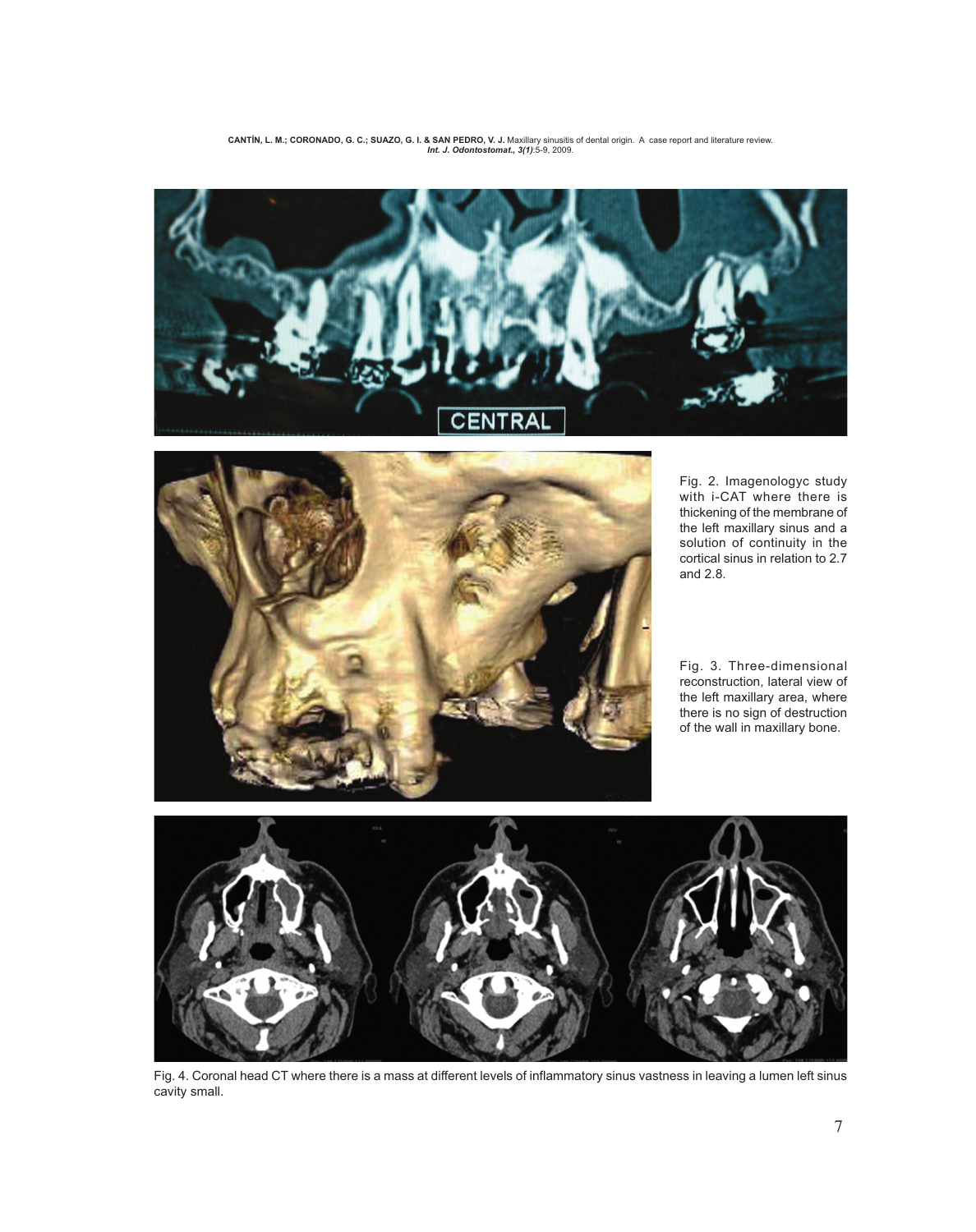Fig. 2. Imagenologyc study with i-CAT where there is thickening of the membrane of the left maxillary sinus and a solution of continuity in the cortical sinus in relation to 2.7 and 2.8.

Fig. 3. Three-dimensional reconstruction, lateral view of the left maxillary area, where there is no sign of destruction of the wall in maxillary bone.

Fig. 4. Coronal head CT where there is a mass at different levels of inflammatory sinus vastness in leaving a lumen left sinus cavity small.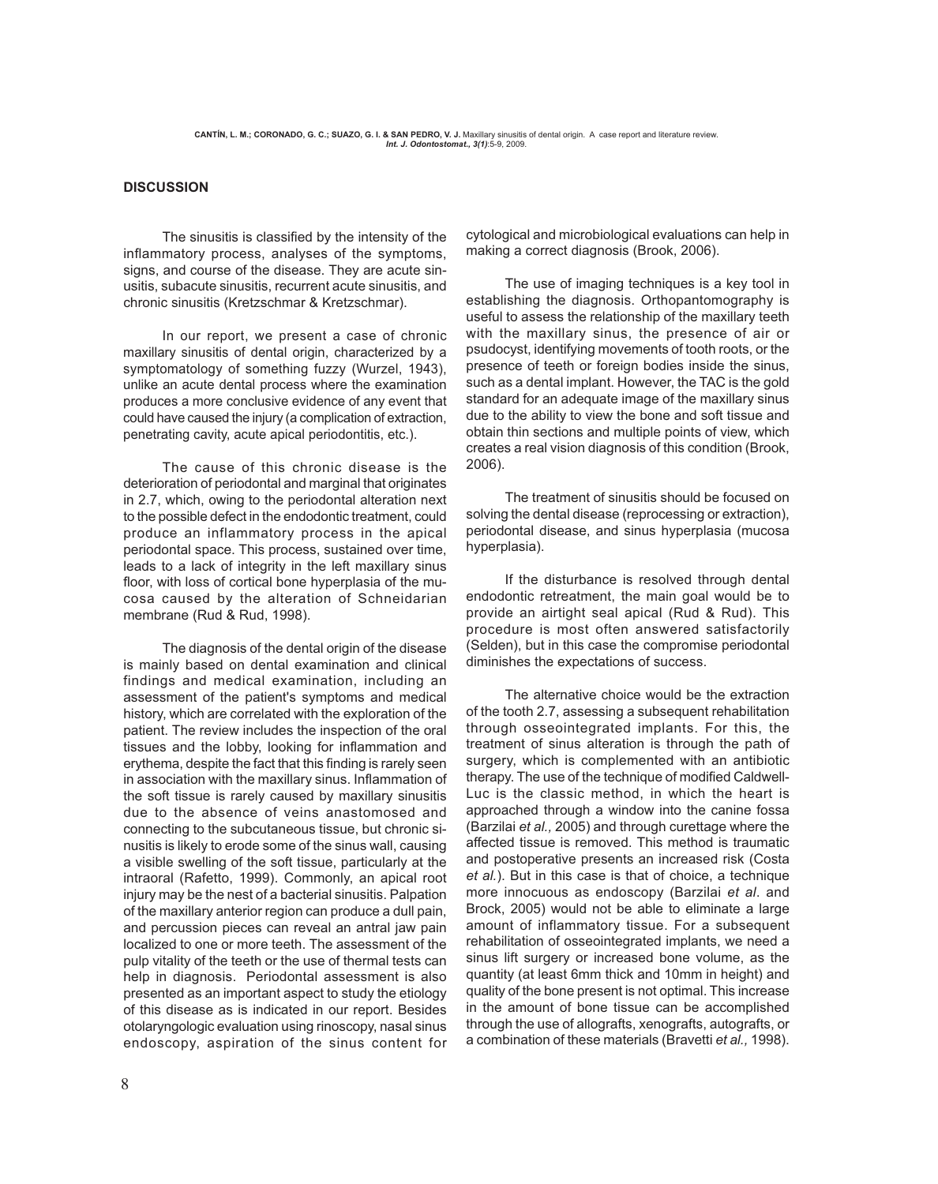## DISCUSSION

The sinusitis is classified by the intensity of the inflammatory process, analyses of the symptoms, signs, and course of the disease. They are acute sinusitis, subacute sinusitis, recurrent acute sinusitis, and chronic sinusitis (Kretzschmar & Kretzschmar).

In our report, we present a case of chronic maxillary sinusitis of dental origin, characterized by a symptomatology of something fuzzy (Wurzel, 1943), unlike an acute dental process where the examination produces a more conclusive evidence of any event that could have caused the injury (a complication of extraction, penetrating cavity, acute apical periodontitis, etc.).

The cause of this chronic disease is the deterioration of periodontal and marginal that originates in 2.7, which, owing to the periodontal alteration next to the possible defect in the endodontic treatment, could produce an inflammatory process in the apical periodontal space. This process, sustained over time, leads to a lack of integrity in the left maxillary sinus floor, with loss of cortical bone hyperplasia of the mucosa caused by the alteration of Schneidarian membrane (Rud & Rud, 1998).

The diagnosis of the dental origin of the disease is mainly based on dental examination and clinical findings and medical examination, including an assessment of the patient's symptoms and medical history, which are correlated with the exploration of the patient. The review includes the inspection of the oral tissues and the lobby, looking for inflammation and erythema, despite the fact that this finding is rarely seen in association with the maxillary sinus. Inflammation of the soft tissue is rarely caused by maxillary sinusitis due to the absence of veins anastomosed and connecting to the subcutaneous tissue, but chronic sinusitis is likely to erode some of the sinus wall, causing a visible swelling of the soft tissue, particularly at the intraoral (Rafetto, 1999). Commonly, an apical root injury may be the nest of a bacterial sinusitis. Palpation of the maxillary anterior region can produce a dull pain, and percussion pieces can reveal an antral jaw pain localized to one or more teeth. The assessment of the pulp vitality of the teeth or the use of thermal tests can help in diagnosis. Periodontal assessment is also presented as an important aspect to study the etiology of this disease as is indicated in our report. Besides otolaryngologic evaluation using rinoscopy, nasal sinus endoscopy, aspiration of the sinus content for cytological and microbiological evaluations can help in making a correct diagnosis (Brook, 2006).

The use of imaging techniques is a key tool in establishing the diagnosis. Orthopantomography is useful to assess the relationship of the maxillary teeth with the maxillary sinus, the presence of air or psudocyst, identifying movements of tooth roots, or the presence of teeth or foreign bodies inside the sinus, such as a dental implant. However, the TAC is the gold standard for an adequate image of the maxillary sinus due to the ability to view the bone and soft tissue and obtain thin sections and multiple points of view, which creates a real vision diagnosis of this condition (Brook, 2006).

The treatment of sinusitis should be focused on solving the dental disease (reprocessing or extraction), periodontal disease, and sinus hyperplasia (mucosa hyperplasia).

If the disturbance is resolved through dental endodontic retreatment, the main goal would be to provide an airtight seal apical (Rud & Rud). This procedure is most often answered satisfactorily (Selden), but in this case the compromise periodontal diminishes the expectations of success.

The alternative choice would be the extraction of the tooth 2.7, assessing a subsequent rehabilitation through osseointegrated implants. For this, the treatment of sinus alteration is through the path of surgery, which is complemented with an antibiotic therapy. The use of the technique of modified Caldwell-Luc is the classic method, in which the heart is approached through a window into the canine fossa (Barzilai *et al.,* 2005) and through curettage where the affected tissue is removed. This method is traumatic and postoperative presents an increased risk (Costa *et al.*). But in this case is that of choice, a technique more innocuous as endoscopy (Barzilai *et al*. and Brock, 2005) would not be able to eliminate a large amount of inflammatory tissue. For a subsequent rehabilitation of osseointegrated implants, we need a sinus lift surgery or increased bone volume, as the quantity (at least 6mm thick and 10mm in height) and quality of the bone present is not optimal. This increase in the amount of bone tissue can be accomplished through the use of allografts, xenografts, autografts, or a combination of these materials (Bravetti *et al.,* 1998).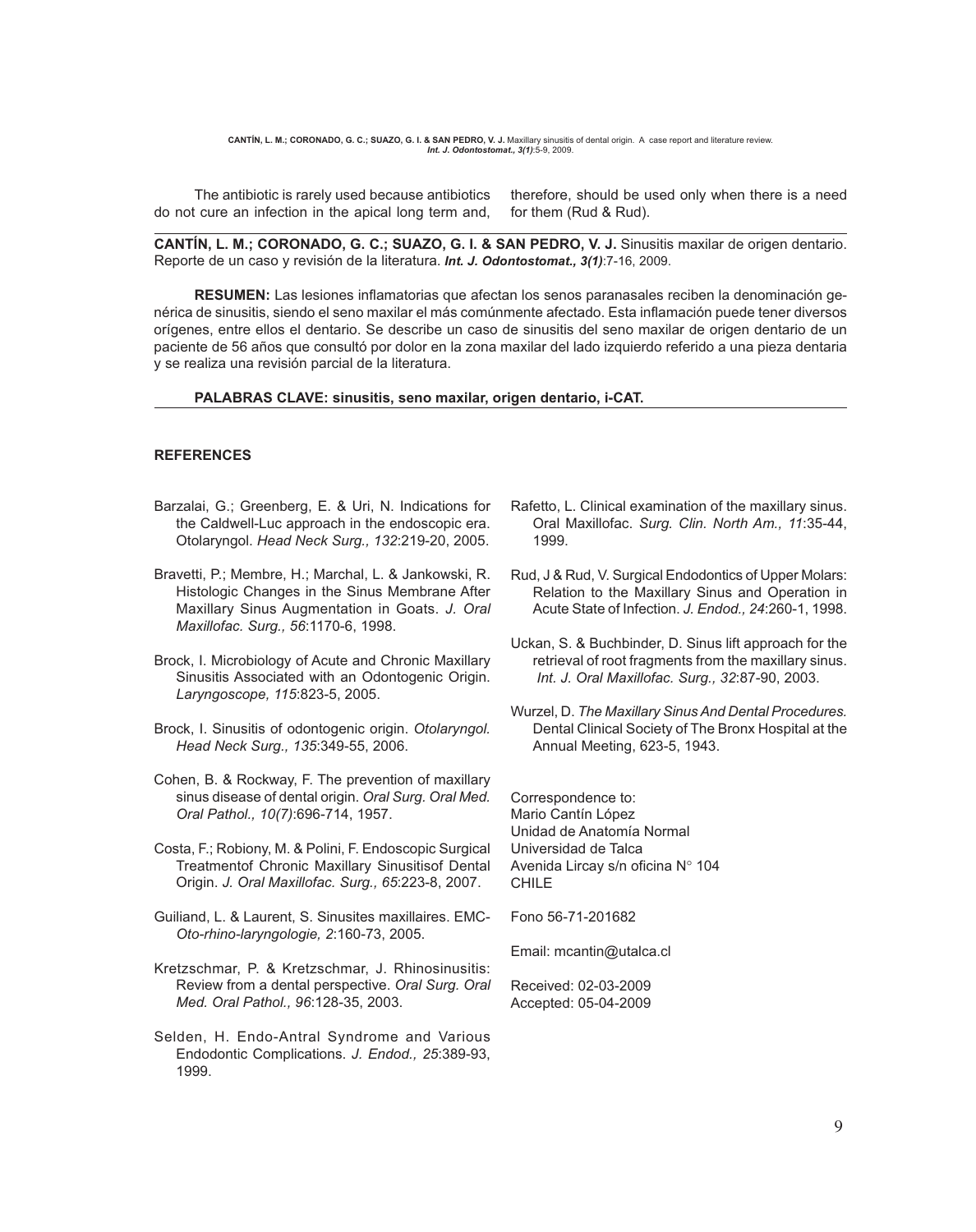The antibiotic is rarely used because antibiotics do not cure an infection in the apical long term and, therefore, should be used only when there is a need for them (Rud & Rud).

---

**CANTÍN, L. M.; CORONADO, G. C.; SUAZO, G. I. & SAN PEDRO, V. J.** Sinusitis maxilar de origen dentario. Reporte de un caso y revisión de la literatura. ***Int. J. Odontostomat., 3(1)***:7-16, 2009.

**RESUMEN:** Las lesiones inflamatorias que afectan los senos paranasales reciben la denominación genérica de sinusitis, siendo el seno maxilar el más comúnmente afectado. Esta inflamación puede tener diversos orígenes, entre ellos el dentario. Se describe un caso de sinusitis del seno maxilar de origen dentario de un paciente de 56 años que consultó por dolor en la zona maxilar del lado izquierdo referido a una pieza dentaria y se realiza una revisión parcial de la literatura.

**PALABRAS CLAVE: sinusitis, seno maxilar, origen dentario, i-CAT.**

---

## REFERENCES

Barzalai, G.; Greenberg, E. & Uri, N. Indications for the Caldwell-Luc approach in the endoscopic era. Otolaryngol. *Head Neck Surg., 132*:219-20, 2005.

Bravetti, P.; Membre, H.; Marchal, L. & Jankowski, R. Histologic Changes in the Sinus Membrane After Maxillary Sinus Augmentation in Goats. *J. Oral Maxillofac. Surg., 56*:1170-6, 1998.

Brock, I. Microbiology of Acute and Chronic Maxillary Sinusitis Associated with an Odontogenic Origin. *Laryngoscope, 115*:823-5, 2005.

Brock, I. Sinusitis of odontogenic origin. *Otolaryngol. Head Neck Surg., 135*:349-55, 2006.

Cohen, B. & Rockway, F. The prevention of maxillary sinus disease of dental origin. *Oral Surg. Oral Med. Oral Pathol., 10(7)*:696-714, 1957.

Costa, F.; Robiony, M. & Polini, F. Endoscopic Surgical Treatmentof Chronic Maxillary Sinusitisof Dental Origin. *J. Oral Maxillofac. Surg., 65*:223-8, 2007.

Guiliand, L. & Laurent, S. Sinusites maxillaires. EMC-*Oto-rhino-laryngologie, 2*:160-73, 2005.

Kretzschmar, P. & Kretzschmar, J. Rhinosinusitis: Review from a dental perspective. *Oral Surg. Oral Med. Oral Pathol., 96*:128-35, 2003.

Selden, H. Endo-Antral Syndrome and Various Endodontic Complications. *J. Endod., 25*:389-93, 1999.

Rafetto, L. Clinical examination of the maxillary sinus. Oral Maxillofac. *Surg. Clin. North Am., 11*:35-44, 1999.

Rud, J & Rud, V. Surgical Endodontics of Upper Molars: Relation to the Maxillary Sinus and Operation in Acute State of Infection. *J. Endod., 24*:260-1, 1998.

Uckan, S. & Buchbinder, D. Sinus lift approach for the retrieval of root fragments from the maxillary sinus. *Int. J. Oral Maxillofac. Surg., 32*:87-90, 2003.

Wurzel, D. *The Maxillary Sinus And Dental Procedures.* Dental Clinical Society of The Bronx Hospital at the Annual Meeting, 623-5, 1943.

Correspondence to:
Mario Cantín López
Unidad de Anatomía Normal
Universidad de Talca
Avenida Lircay s/n oficina N° 104
CHILE

Fono 56-71-201682

Email: mcantin@utalca.cl

Received: 02-03-2009
Accepted: 05-04-2009